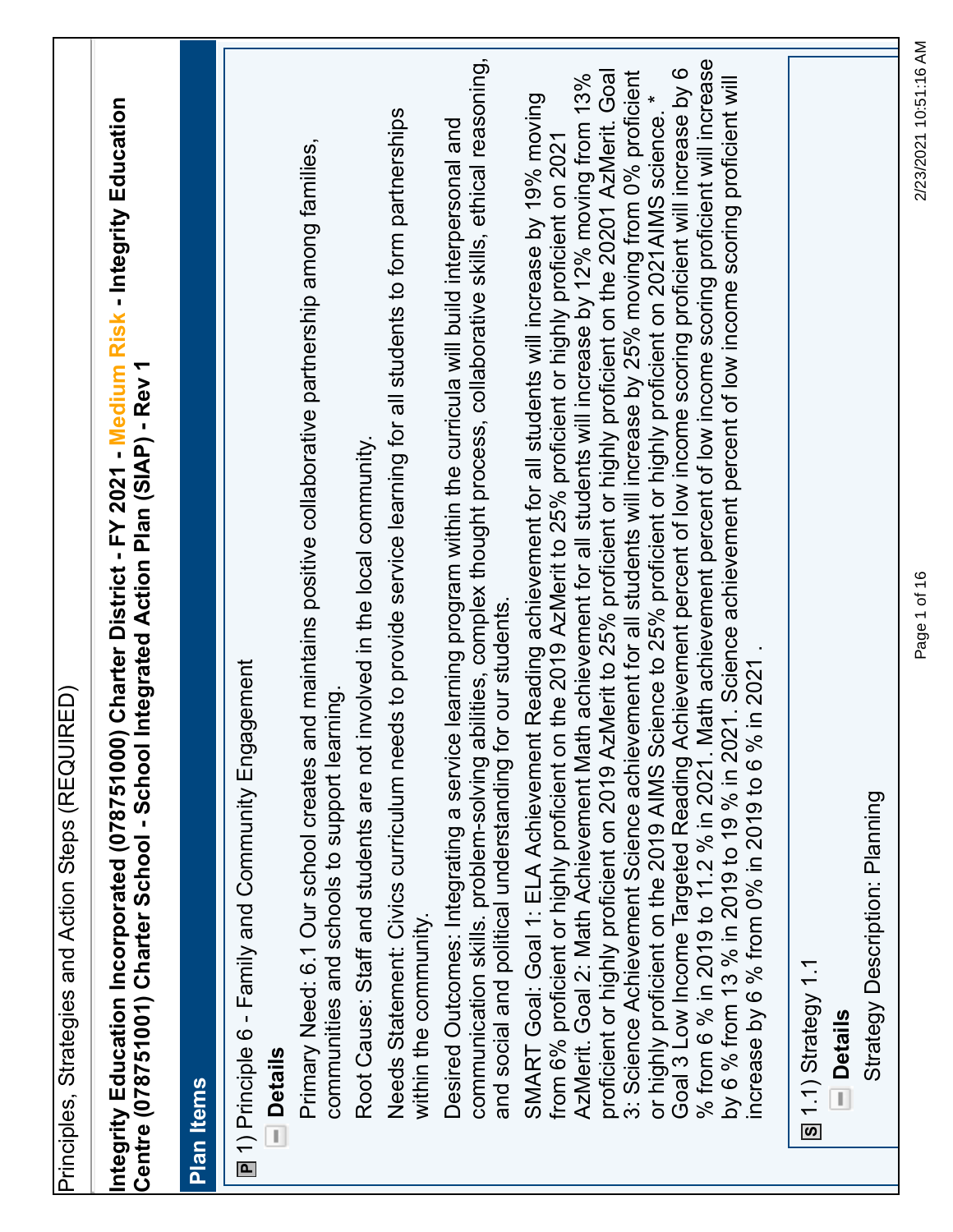Principles, Strategies and Action Steps (REQUIRED)

# Integrity Education Incorporated (078751000) Charter District - FY 2021 - Medium Risk - Integrity Education Centre (078751001) Charter School - School Integrated Action Plan (SIAP) - Rev 1

## Plan Items

### P 1) Principle 6 - Family and Community Engagement

**Details**

Primary Need: 6.1 Our school creates and maintains positive collaborative partnership among families, communities and schools to support learning.

Root Cause: Staff and students are not involved in the local community.

Needs Statement: Civics curriculum needs to provide service learning for all students to form partnerships within the community.

Desired Outcomes: Integrating a service learning program within the curricula will build interpersonal and communication skills. problem-solving abilities, complex thought process, collaborative skills, ethical reasoning, and social and political understanding for our students.

SMART Goal: Goal 1: ELA Achievement Reading achievement for all students will increase by 19% moving from 6% proficient or highly proficient on the 2019 AzMerit to 25% proficient or highly proficient on 2021 AzMerit. Goal 2: Math Achievement Math achievement for all students will increase by 12% moving from 13% proficient or highly proficient on 2019 AzMerit to 25% proficient or highly proficient on the 20201 AzMerit. Goal 3: Science Achievement Science achievement for all students will increase by 25% moving from 0% proficient or highly proficient on the 2019 AIMS Science to 25% proficient or highly proficient on 2021AIMS science. * Goal 3 Low Income Targeted Reading Achievement percent of low income scoring proficient will increase by 6 % from 6 % in 2019 to 11.2 % in 2021. Math achievement percent of low income scoring proficient will increase by 6 % from 13 % in 2019 to 19 % in 2021. Science achievement percent of low income scoring proficient will increase by 6 % from 0% in 2019 to 6 % in 2021 .

#### S 1.1) Strategy 1.1

**Details**

Strategy Description: Planning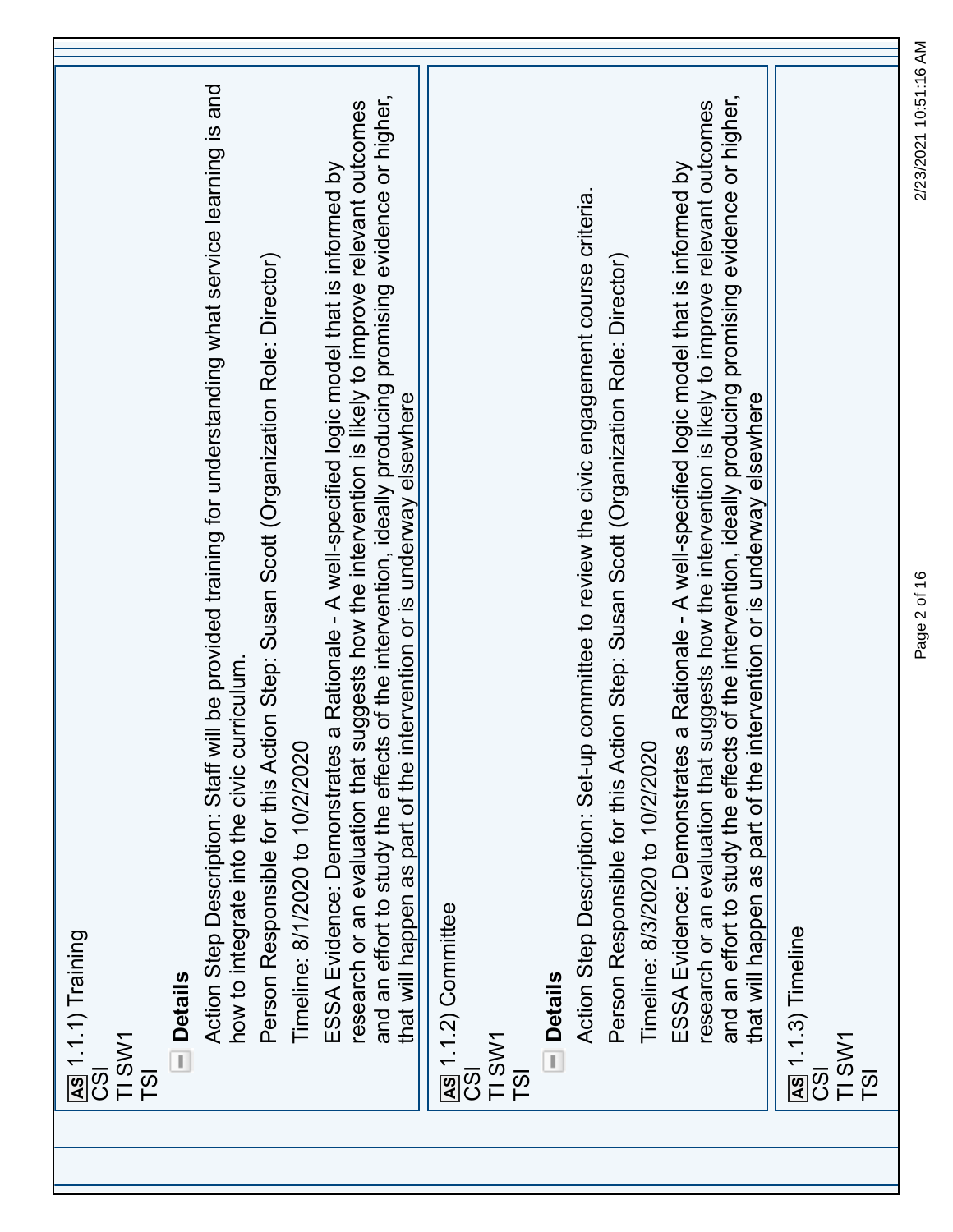**AS** 1.1.1) Training
CSI
TI SW1
TSI

**Details**

Action Step Description: Staff will be provided training for understanding what service learning is and how to integrate into the civic curriculum.

Person Responsible for this Action Step: Susan Scott (Organization Role: Director)

Timeline: 8/1/2020 to 10/2/2020

ESSA Evidence: Demonstrates a Rationale - A well-specified logic model that is informed by research or an evaluation that suggests how the intervention is likely to improve relevant outcomes and an effort to study the effects of the intervention, ideally producing promising evidence or higher, that will happen as part of the intervention or is underway elsewhere

**AS** 1.1.2) Committee
CSI
TI SW1
TSI

**Details**

Action Step Description: Set-up committee to review the civic engagement course criteria.

Person Responsible for this Action Step: Susan Scott (Organization Role: Director)

Timeline: 8/3/2020 to 10/2/2020

ESSA Evidence: Demonstrates a Rationale - A well-specified logic model that is informed by research or an evaluation that suggests how the intervention is likely to improve relevant outcomes and an effort to study the effects of the intervention, ideally producing promising evidence or higher, that will happen as part of the intervention or is underway elsewhere

**AS** 1.1.3) Timeline
CSI
TI SW1
TSI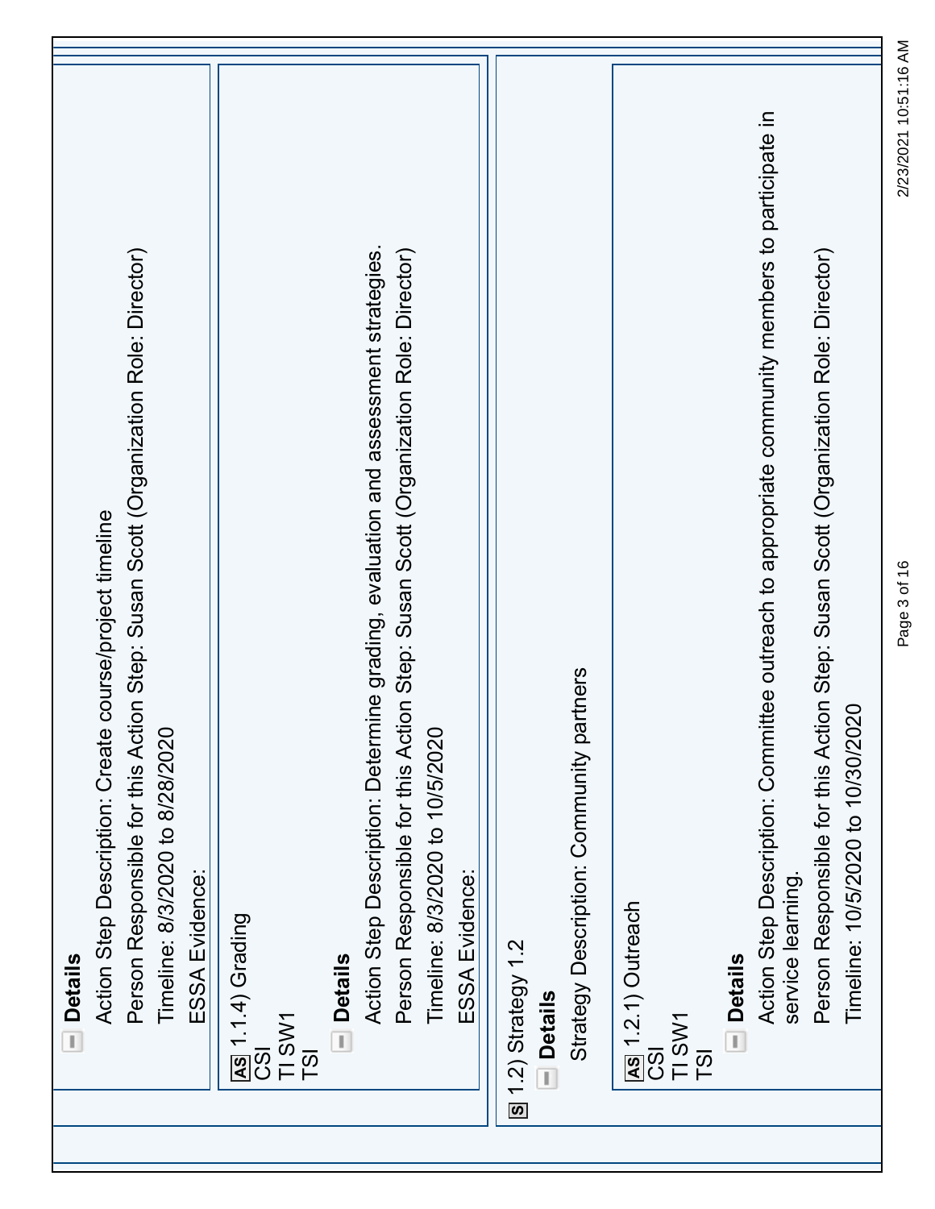**Details**

Action Step Description: Create course/project timeline

Person Responsible for this Action Step: Susan Scott (Organization Role: Director)

Timeline: 8/3/2020 to 8/28/2020

ESSA Evidence:

AS 1.1.4) Grading
CSI
TI SW1
TSI

**Details**

Action Step Description: Determine grading, evaluation and assessment strategies.

Person Responsible for this Action Step: Susan Scott (Organization Role: Director)

Timeline: 8/3/2020 to 10/5/2020

ESSA Evidence:

S 1.2) Strategy 1.2

**Details**

Strategy Description: Community partners

AS 1.2.1) Outreach
CSI
TI SW1
TSI

**Details**

Action Step Description: Committee outreach to appropriate community members to participate in service learning.

Person Responsible for this Action Step: Susan Scott (Organization Role: Director)

Timeline: 10/5/2020 to 10/30/2020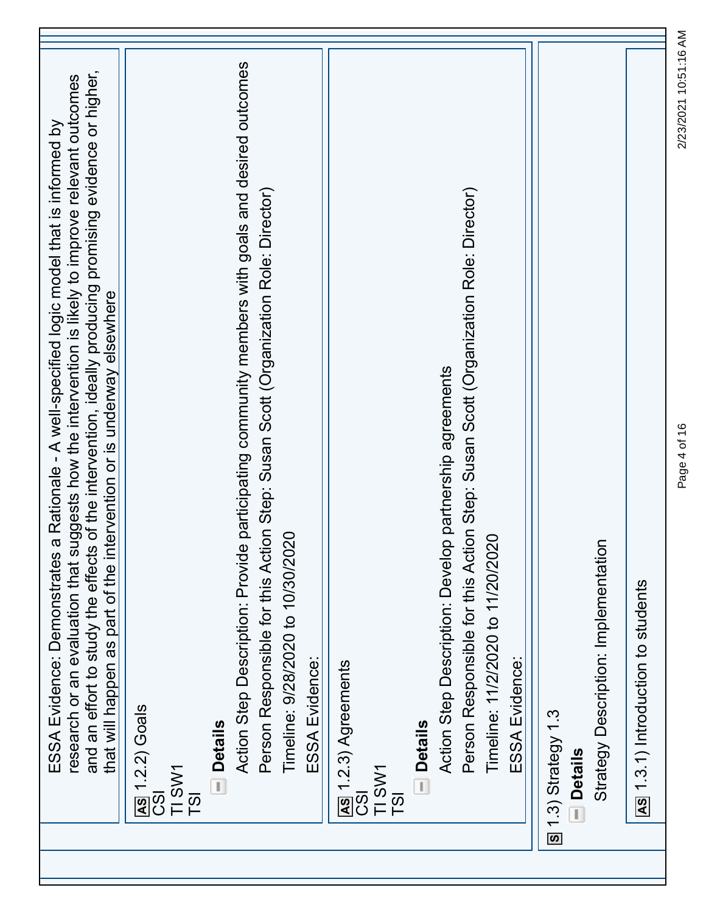ESSA Evidence: Demonstrates a Rationale - A well-specified logic model that is informed by research or an evaluation that suggests how the intervention is likely to improve relevant outcomes and an effort to study the effects of the intervention, ideally producing promising evidence or higher, that will happen as part of the intervention or is underway elsewhere

AS 1.2.2) Goals
CSI
TI SW1
TSI

**Details**

Action Step Description: Provide participating community members with goals and desired outcomes

Person Responsible for this Action Step: Susan Scott (Organization Role: Director)

Timeline: 9/28/2020 to 10/30/2020

ESSA Evidence:

AS 1.2.3) Agreements
CSI
TI SW1
TSI

**Details**

Action Step Description: Develop partnership agreements

Person Responsible for this Action Step: Susan Scott (Organization Role: Director)

Timeline: 11/2/2020 to 11/20/2020

ESSA Evidence:

S 1.3) Strategy 1.3

**Details**

Strategy Description: Implementation

AS 1.3.1) Introduction to students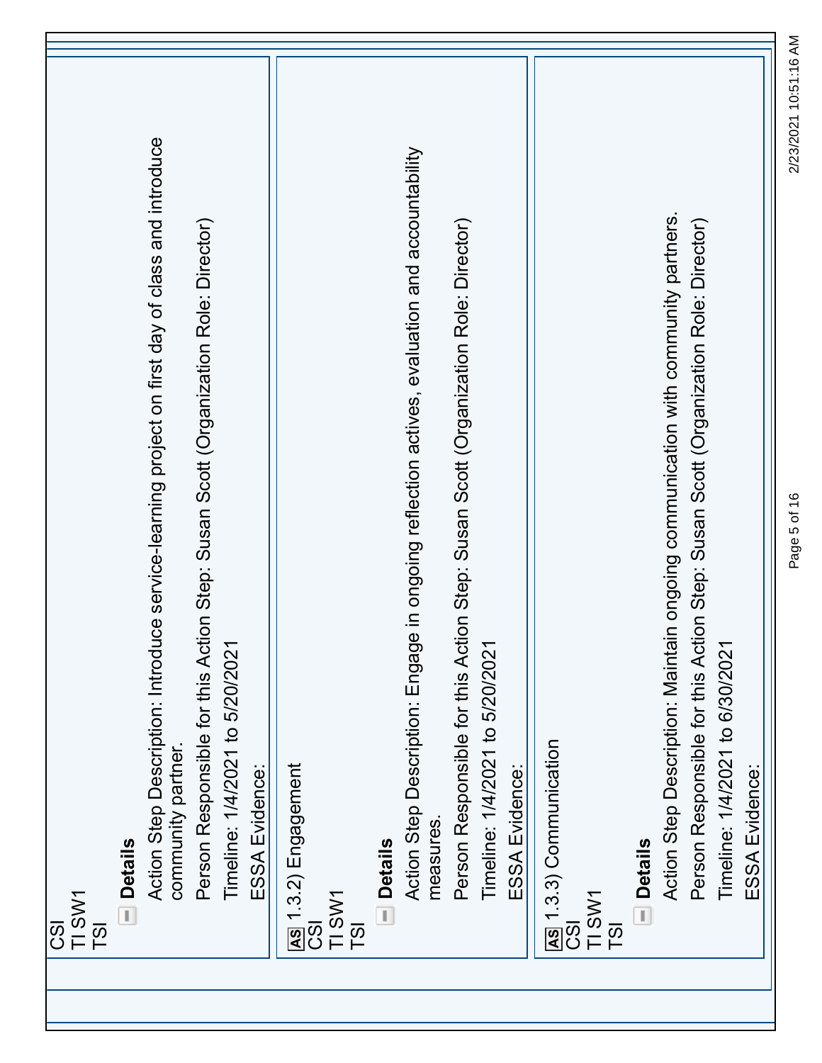CSI
TI SW1
TSI

**Details**

Action Step Description: Introduce service-learning project on first day of class and introduce community partner.

Person Responsible for this Action Step: Susan Scott (Organization Role: Director)

Timeline: 1/4/2021 to 5/20/2021

ESSA Evidence:

AS 1.3.2) Engagement
CSI
TI SW1
TSI

**Details**

Action Step Description: Engage in ongoing reflection actives, evaluation and accountability measures.

Person Responsible for this Action Step: Susan Scott (Organization Role: Director)

Timeline: 1/4/2021 to 5/20/2021

ESSA Evidence:

AS 1.3.3) Communication
CSI
TI SW1
TSI

**Details**

Action Step Description: Maintain ongoing communication with community partners.

Person Responsible for this Action Step: Susan Scott (Organization Role: Director)

Timeline: 1/4/2021 to 6/30/2021

ESSA Evidence: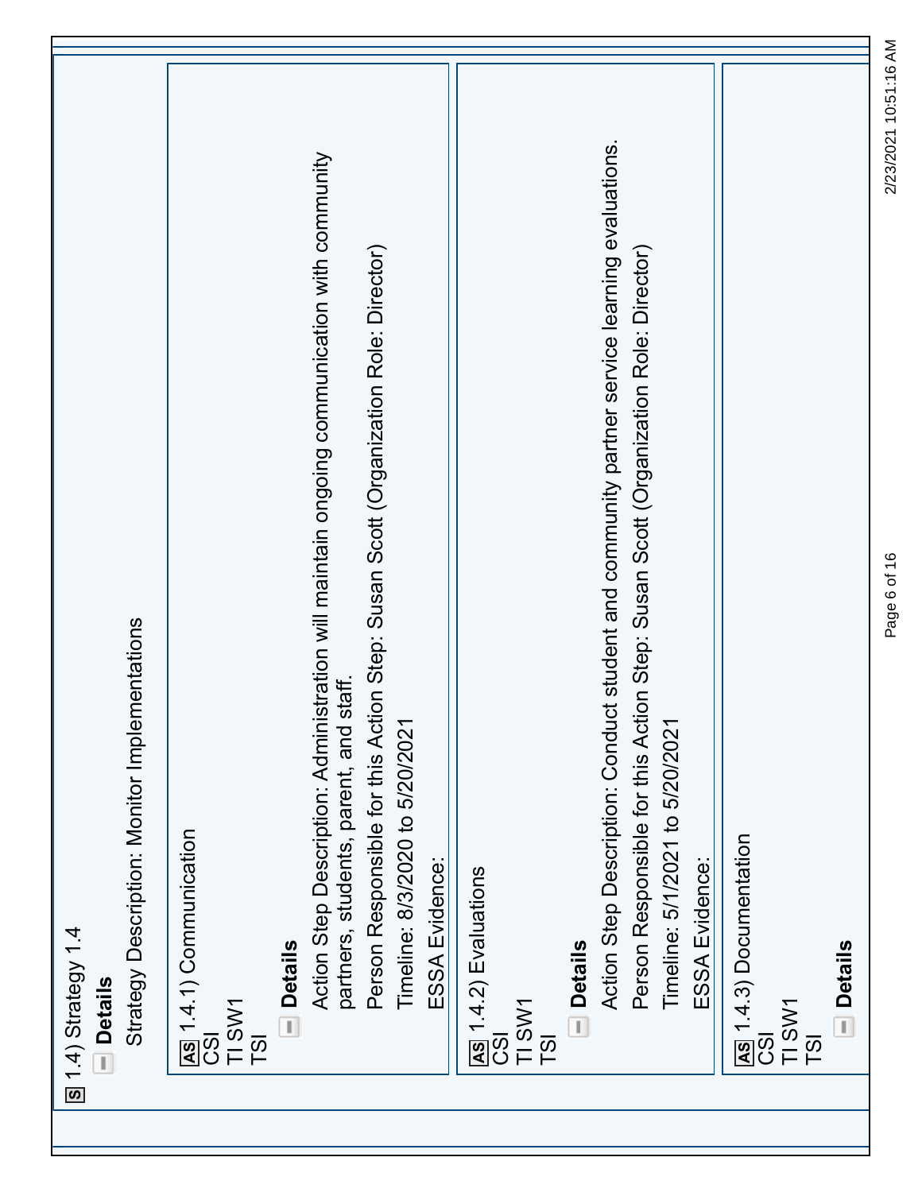S 1.4) Strategy 1.4

**Details**

Strategy Description: Monitor Implementations

AS 1.4.1) Communication
CSI
TI SW1
TSI

**Details**

Action Step Description: Administration will maintain ongoing communication with community partners, students, parent, and staff.

Person Responsible for this Action Step: Susan Scott (Organization Role: Director)

Timeline: 8/3/2020 to 5/20/2021

ESSA Evidence:

AS 1.4.2) Evaluations
CSI
TI SW1
TSI

**Details**

Action Step Description: Conduct student and community partner service learning evaluations.

Person Responsible for this Action Step: Susan Scott (Organization Role: Director)

Timeline: 5/1/2021 to 5/20/2021

ESSA Evidence:

AS 1.4.3) Documentation
CSI
TI SW1
TSI

**Details**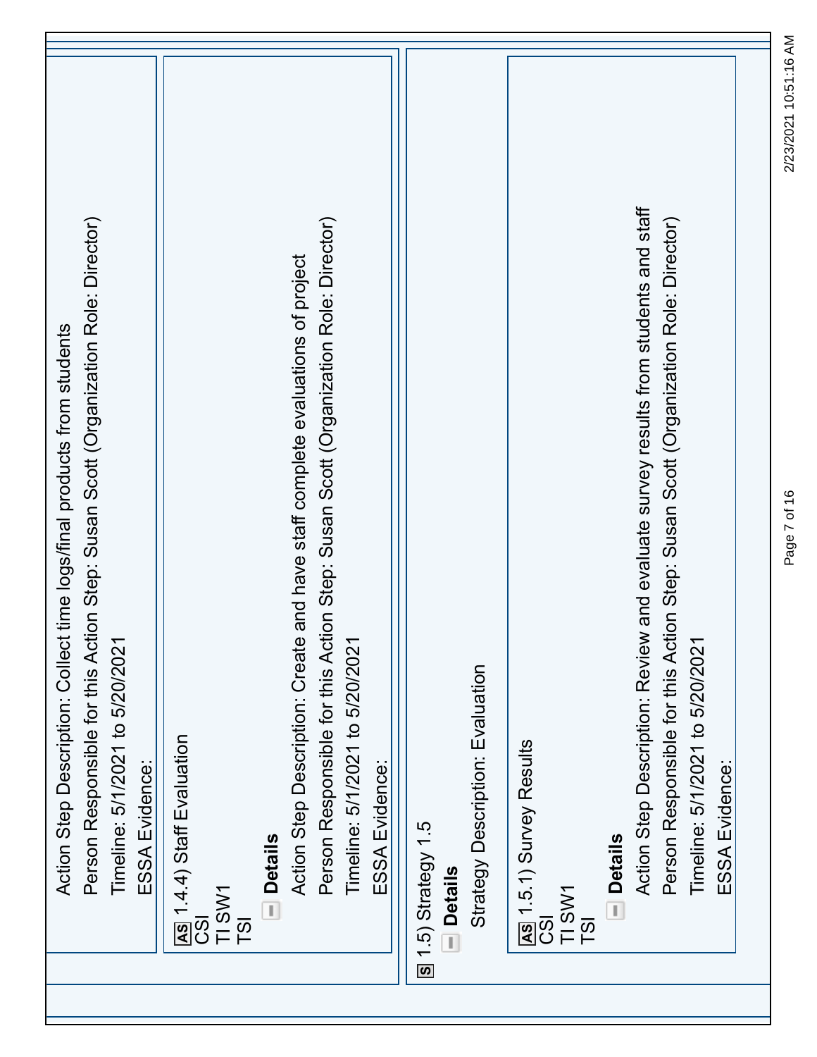Action Step Description: Collect time logs/final products from students

Person Responsible for this Action Step: Susan Scott (Organization Role: Director)

Timeline: 5/1/2021 to 5/20/2021

ESSA Evidence:

AS 1.4.4) Staff Evaluation
CSI
TI SW1
TSI

**Details**

Action Step Description: Create and have staff complete evaluations of project

Person Responsible for this Action Step: Susan Scott (Organization Role: Director)

Timeline: 5/1/2021 to 5/20/2021

ESSA Evidence:

S 1.5) Strategy 1.5

**Details**

Strategy Description: Evaluation

AS 1.5.1) Survey Results
CSI
TI SW1
TSI

**Details**

Action Step Description: Review and evaluate survey results from students and staff

Person Responsible for this Action Step: Susan Scott (Organization Role: Director)

Timeline: 5/1/2021 to 5/20/2021

ESSA Evidence: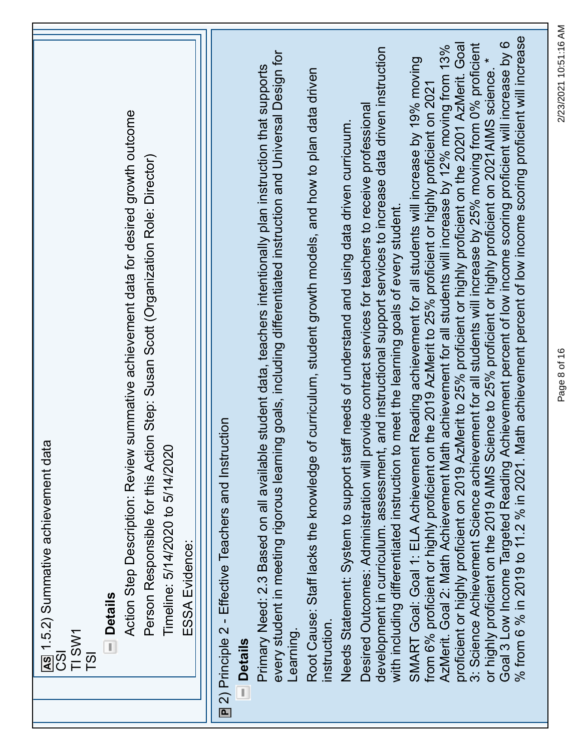AS 1.5.2) Summative achievement data

CSI

TI SW1

TSI

**Details**

Action Step Description: Review summative achievement data for desired growth outcome

Person Responsible for this Action Step: Susan Scott (Organization Role: Director)

Timeline: 5/14/2020 to 5/14/2020

ESSA Evidence:

P 2) Principle 2 - Effective Teachers and Instruction

**Details**

Primary Need: 2.3 Based on all available student data, teachers intentionally plan instruction that supports every student in meeting rigorous learning goals, including differentiated instruction and Universal Design for Learning.

Root Cause: Staff lacks the knowledge of curriculum, student growth models, and how to plan data driven instruction.

Needs Statement: System to support staff needs of understand and using data driven curricuum.

Desired Outcomes: Administration will provide contract services for teachers to receive professional development in curriculum. assessment, and instructional support services to increase data driven instruction with including differentiated instruction to meet the learning goals of every student.

SMART Goal: Goal 1: ELA Achievement Reading achievement for all students will increase by 19% moving from 6% proficient or highly proficient on the 2019 AzMerit to 25% proficient or highly proficient on 2021 AzMerit. Goal 2: Math Achievement Math achievement for all students will increase by 12% moving from 13% proficient or highly proficient on 2019 AzMerit to 25% proficient or highly proficient on the 20201 AzMerit. Goal 3: Science Achievement Science achievement for all students will increase by 25% moving from 0% proficient or highly proficient on the 2019 AIMS Science to 25% proficient or highly proficient on 2021AIMS science. * Goal 3 Low Income Targeted Reading Achievement percent of low income scoring proficient will increase by 6 % from 6 % in 2019 to 11.2 % in 2021. Math achievement percent of low income scoring proficient will increase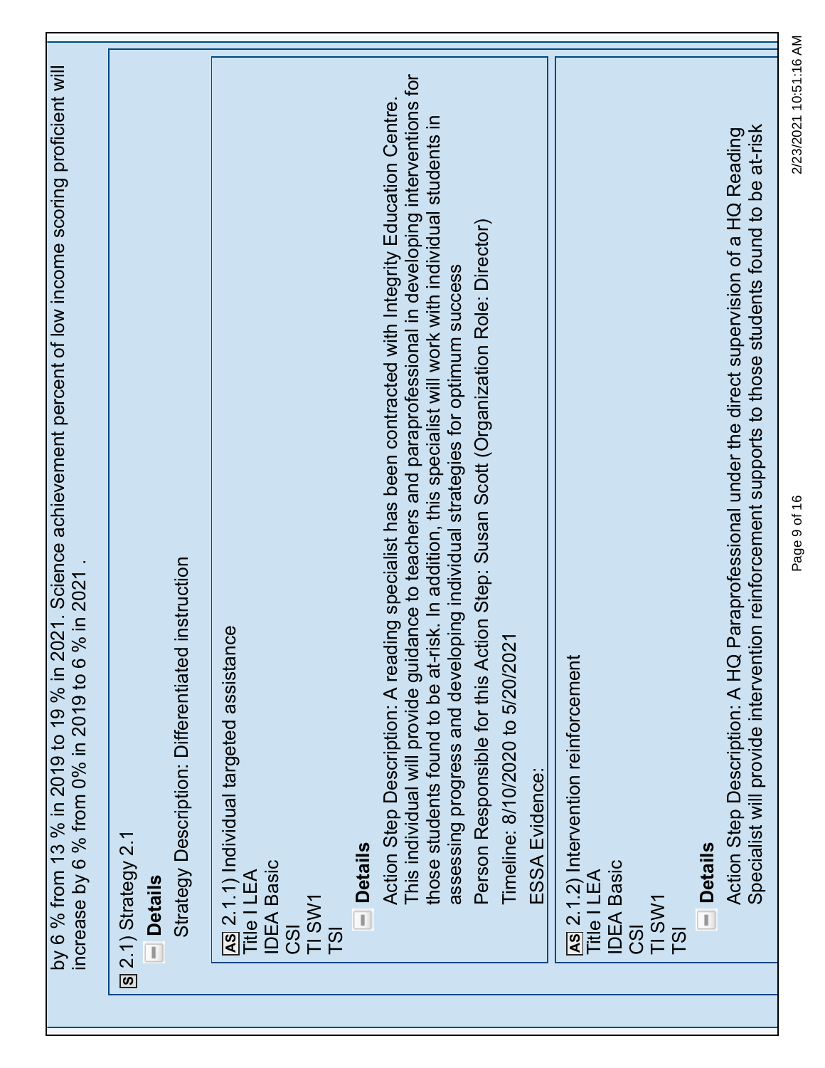by 6 % from 13 % in 2019 to 19 % in 2021. Science achievement percent of low income scoring proficient will increase by 6 % from 0% in 2019 to 6 % in 2021 .

S 2.1) Strategy 2.1

**Details**

Strategy Description: Differentiated instruction

AS 2.1.1) Individual targeted assistance

Title I LEA
IDEA Basic
CSI
TI SW1
TSI

**Details**

Action Step Description: A reading specialist has been contracted with Integrity Education Centre. This individual will provide guidance to teachers and paraprofessional in developing interventions for those students found to be at-risk. In addition, this specialist will work with individual students in assessing progress and developing individual strategies for optimum success

Person Responsible for this Action Step: Susan Scott (Organization Role: Director)

Timeline: 8/10/2020 to 5/20/2021

ESSA Evidence:

AS 2.1.2) Intervention reinforcement

Title I LEA
IDEA Basic
CSI
TI SW1
TSI

**Details**

Action Step Description: A HQ Paraprofessional under the direct supervision of a HQ Reading Specialist will provide intervention reinforcement supports to those students found to be at-risk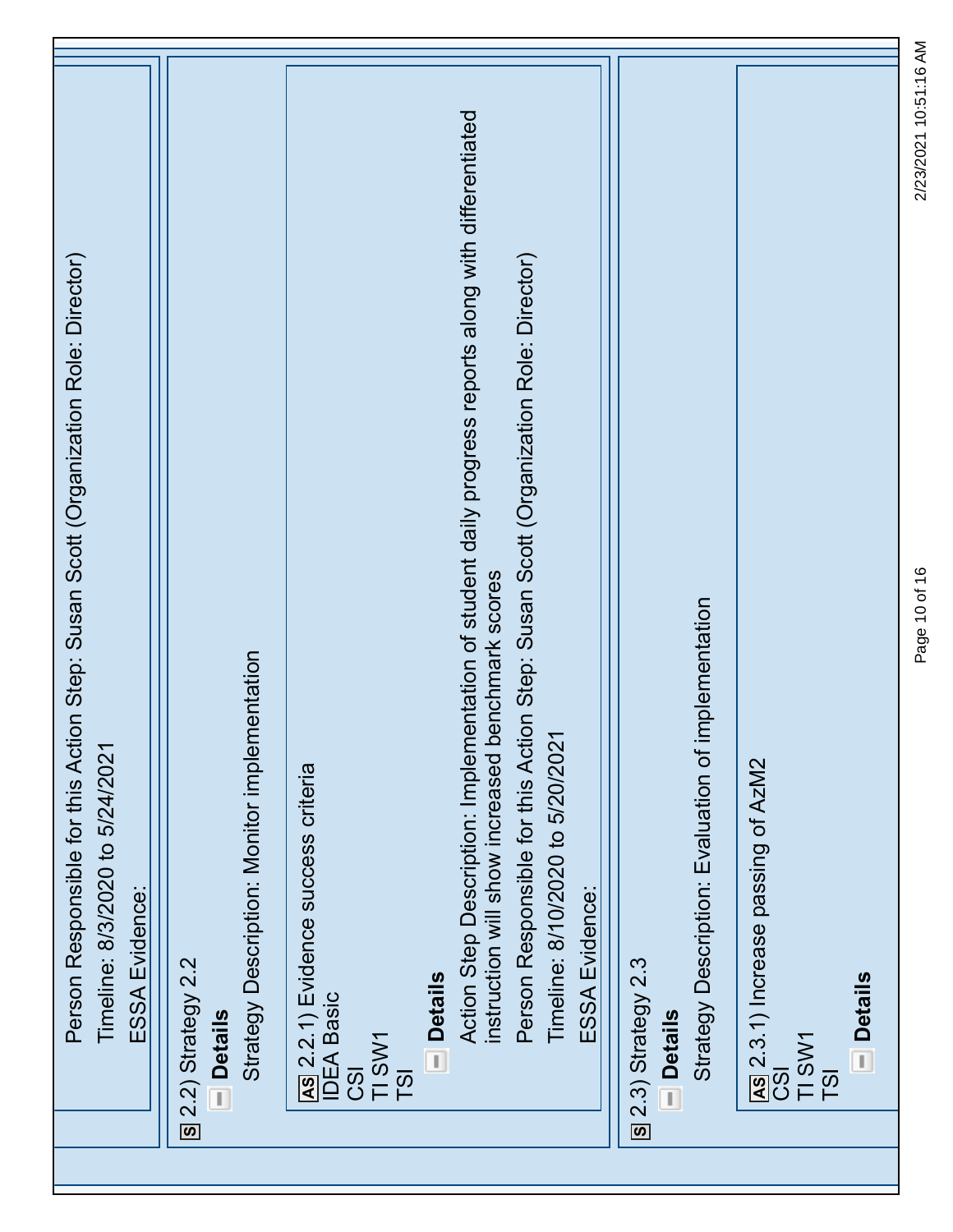Person Responsible for this Action Step: Susan Scott (Organization Role: Director)

Timeline: 8/3/2020 to 5/24/2021

ESSA Evidence:

S 2.2) Strategy 2.2

**Details**

Strategy Description: Monitor implementation

AS 2.2.1) Evidence success criteria
IDEA Basic
CSI
TI SW1
TSI

**Details**

Action Step Description: Implementation of student daily progress reports along with differentiated instruction will show increased benchmark scores

Person Responsible for this Action Step: Susan Scott (Organization Role: Director)

Timeline: 8/10/2020 to 5/20/2021

ESSA Evidence:

S 2.3) Strategy 2.3

**Details**

Strategy Description: Evaluation of implementation

AS 2.3.1) Increase passing of AzM2
CSI
TI SW1
TSI

**Details**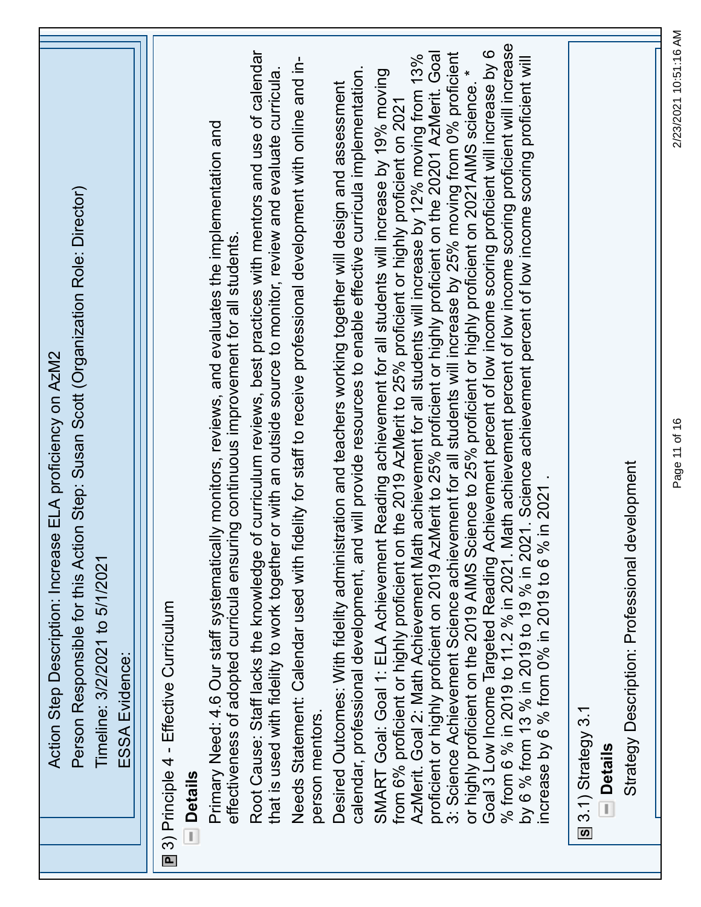Action Step Description: Increase ELA proficiency on AzM2

Person Responsible for this Action Step: Susan Scott (Organization Role: Director)

Timeline: 3/2/2021 to 5/1/2021

ESSA Evidence:

## 3) Principle 4 - Effective Curriculum

**Details**

Primary Need: 4.6 Our staff systematically monitors, reviews, and evaluates the implementation and effectiveness of adopted curricula ensuring continuous improvement for all students.

Root Cause: Staff lacks the knowledge of curriculum reviews, best practices with mentors and use of calendar that is used with fidelity to work together or with an outside source to monitor, review and evaluate curricula.

Needs Statement: Calendar used with fidelity for staff to receive professional development with online and in-person mentors.

Desired Outcomes: With fidelity administration and teachers working together will design and assessment calendar, professional development, and will provide resources to enable effective curricula implementation.

SMART Goal: Goal 1: ELA Achievement Reading achievement for all students will increase by 19% moving from 6% proficient or highly proficient on the 2019 AzMerit to 25% proficient or highly proficient on 2021 AzMerit. Goal 2: Math Achievement Math achievement for all students will increase by 12% moving from 13% proficient or highly proficient on 2019 AzMerit to 25% proficient or highly proficient on the 20201 AzMerit. Goal 3: Science Achievement Science achievement for all students will increase by 25% moving from 0% proficient or highly proficient on the 2019 AIMS Science to 25% proficient or highly proficient on 2021AIMS science. * Goal 3 Low Income Targeted Reading Achievement percent of low income scoring proficient will increase by 6 % from 6 % in 2019 to 11.2 % in 2021. Math achievement percent of low income scoring proficient will increase by 6 % from 13 % in 2019 to 19 % in 2021. Science achievement percent of low income scoring proficient will increase by 6 % from 0% in 2019 to 6 % in 2021 .

### 3.1) Strategy 3.1

**Details**

Strategy Description: Professional development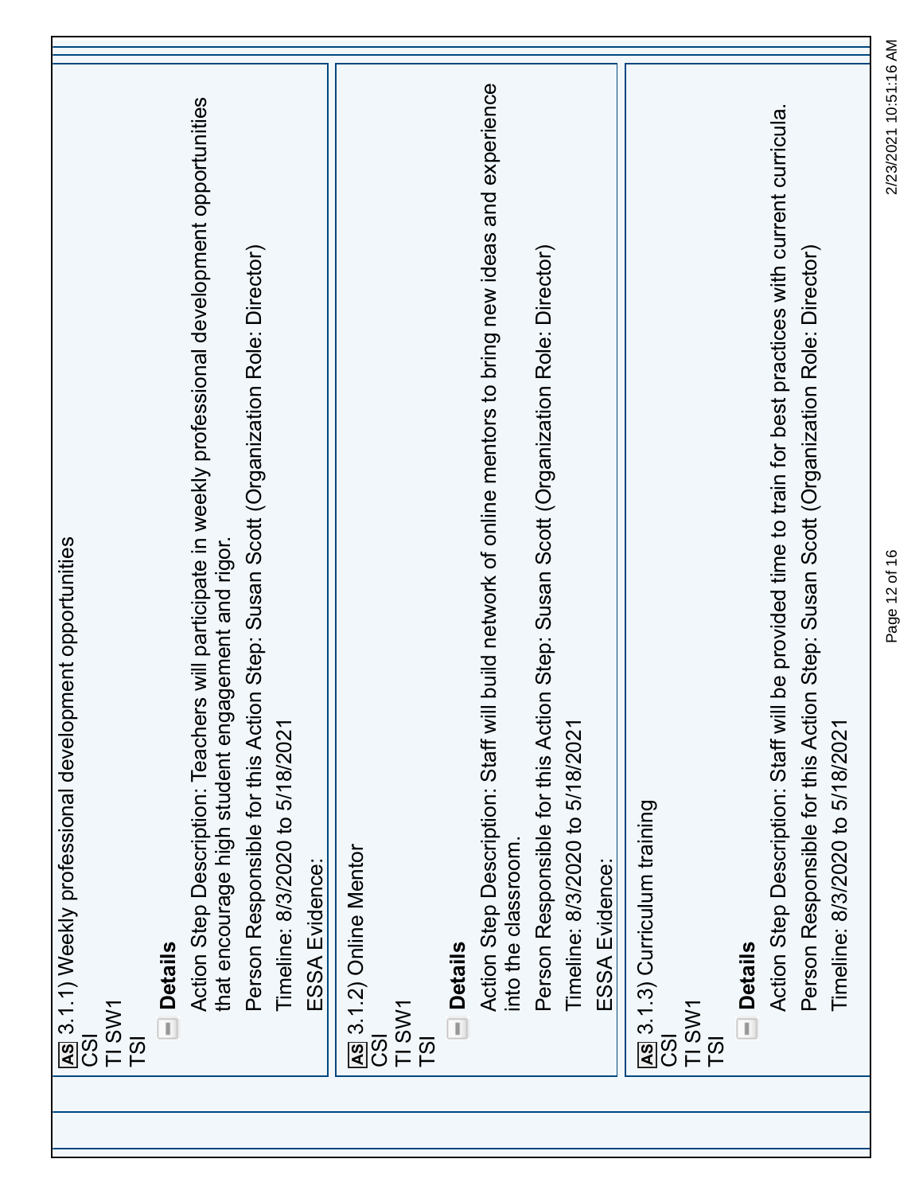AS 3.1.1) Weekly professional development opportunities
CSI
TI SW1
TSI

**Details**

Action Step Description: Teachers will participate in weekly professional development opportunities that encourage high student engagement and rigor.

Person Responsible for this Action Step: Susan Scott (Organization Role: Director)

Timeline: 8/3/2020 to 5/18/2021

ESSA Evidence:

AS 3.1.2) Online Mentor
CSI
TI SW1
TSI

**Details**

Action Step Description: Staff will build network of online mentors to bring new ideas and experience into the classroom.

Person Responsible for this Action Step: Susan Scott (Organization Role: Director)

Timeline: 8/3/2020 to 5/18/2021

ESSA Evidence:

AS 3.1.3) Curriculum training
CSI
TI SW1
TSI

**Details**

Action Step Description: Staff will be provided time to train for best practices with current curricula.

Person Responsible for this Action Step: Susan Scott (Organization Role: Director)

Timeline: 8/3/2020 to 5/18/2021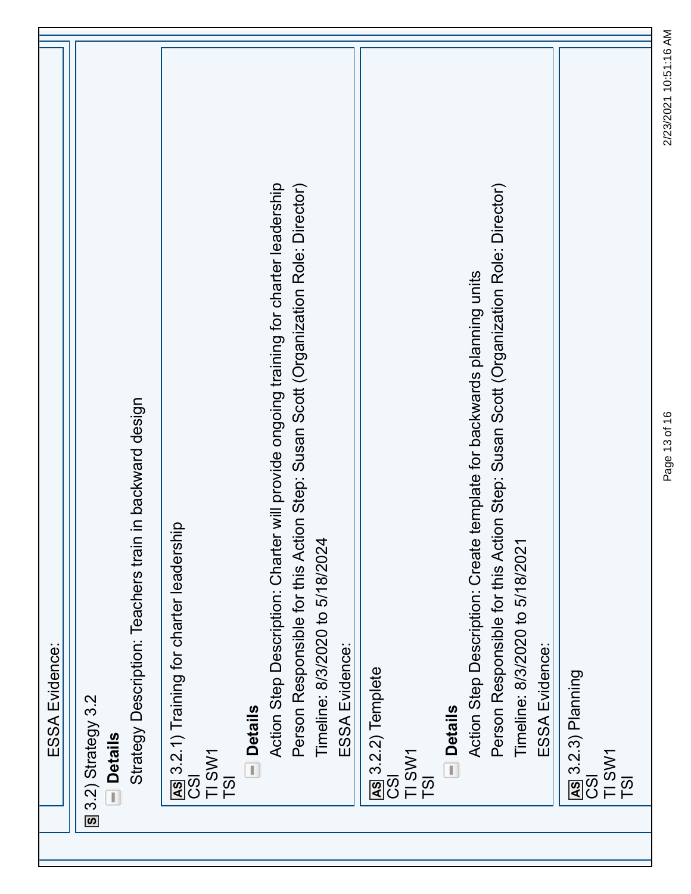ESSA Evidence:

S 3.2) Strategy 3.2

**Details**

Strategy Description: Teachers train in backward design

AS 3.2.1) Training for charter leadership
CSI
TI SW1
TSI

**Details**

Action Step Description: Charter will provide ongoing training for charter leadership

Person Responsible for this Action Step: Susan Scott (Organization Role: Director)

Timeline: 8/3/2020 to 5/18/2024

ESSA Evidence:

AS 3.2.2) Templete
CSI
TI SW1
TSI

**Details**

Action Step Description: Create template for backwards planning units

Person Responsible for this Action Step: Susan Scott (Organization Role: Director)

Timeline: 8/3/2020 to 5/18/2021

ESSA Evidence:

AS 3.2.3) Planning
CSI
TI SW1
TSI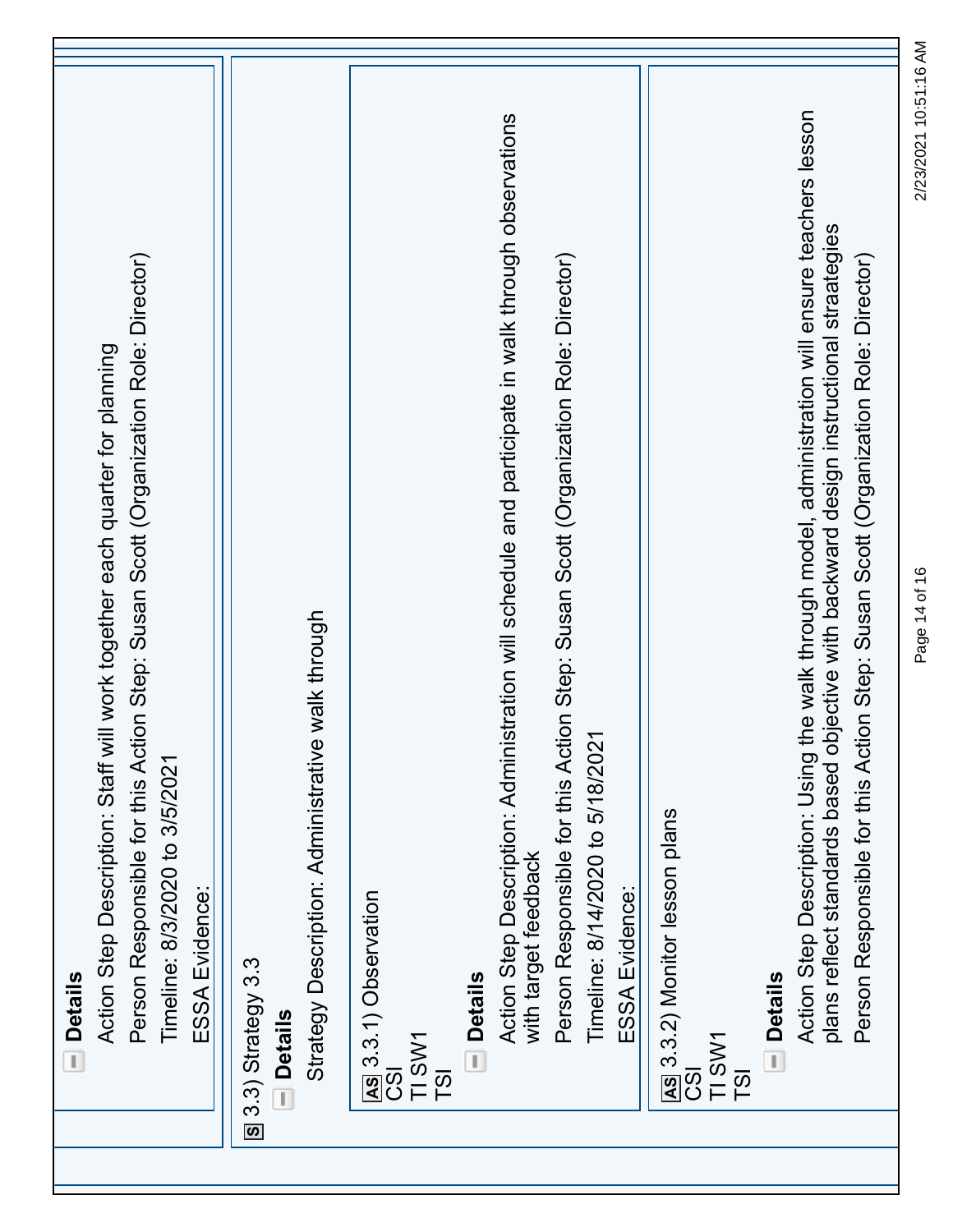**Details**

Action Step Description: Staff will work together each quarter for planning

Person Responsible for this Action Step: Susan Scott (Organization Role: Director)

Timeline: 8/3/2020 to 3/5/2021

ESSA Evidence:

S 3.3) Strategy 3.3

**Details**

Strategy Description: Administrative walk through

AS 3.3.1) Observation
CSI
TI SW1
TSI

**Details**

Action Step Description: Administration will schedule and participate in walk through observations with target feedback

Person Responsible for this Action Step: Susan Scott (Organization Role: Director)

Timeline: 8/14/2020 to 5/18/2021

ESSA Evidence:

AS 3.3.2) Monitor lesson plans
CSI
TI SW1
TSI

**Details**

Action Step Description: Using the walk through model, administration will ensure teachers lesson plans reflect standards based objective with backward design instructional straategies

Person Responsible for this Action Step: Susan Scott (Organization Role: Director)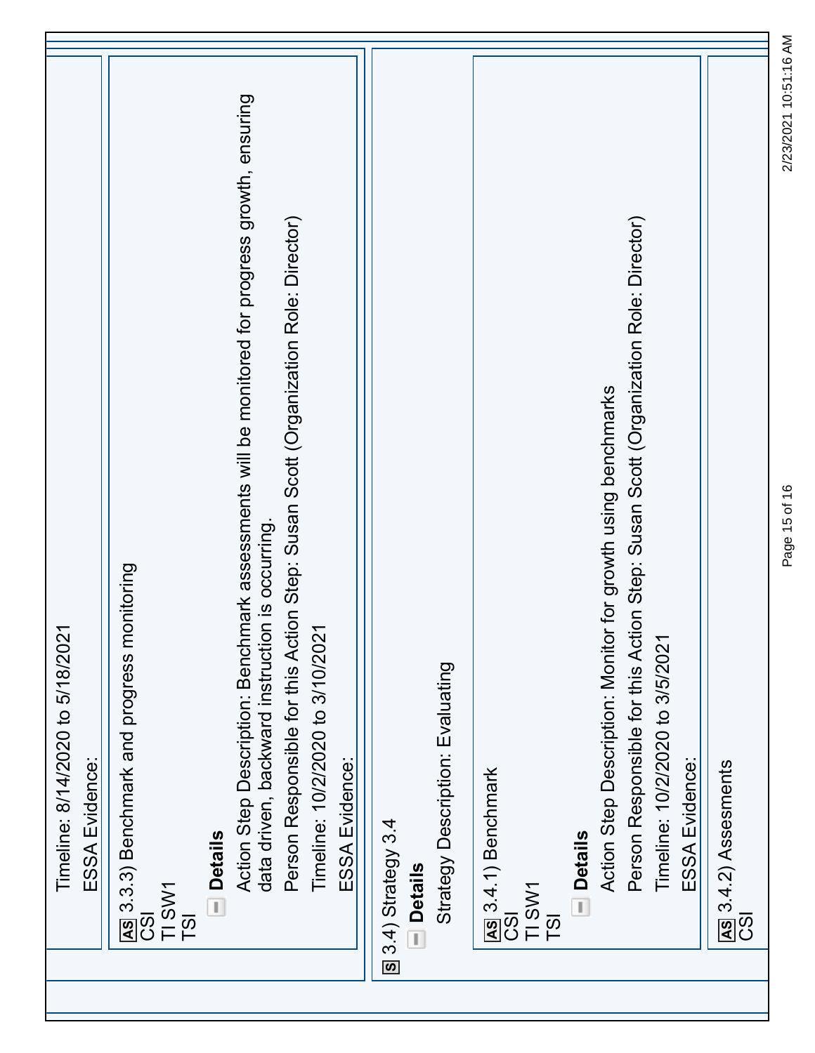Timeline: 8/14/2020 to 5/18/2021

ESSA Evidence:

AS 3.3.3) Benchmark and progress monitoring
CSI
TI SW1
TSI

**Details**

Action Step Description: Benchmark assessments will be monitored for progress growth, ensuring data driven, backward instruction is occurring.

Person Responsible for this Action Step: Susan Scott (Organization Role: Director)

Timeline: 10/2/2020 to 3/10/2021

ESSA Evidence:

S 3.4) Strategy 3.4

**Details**

Strategy Description: Evaluating

AS 3.4.1) Benchmark
CSI
TI SW1
TSI

**Details**

Action Step Description: Monitor for growth using benchmarks

Person Responsible for this Action Step: Susan Scott (Organization Role: Director)

Timeline: 10/2/2020 to 3/5/2021

ESSA Evidence:

AS 3.4.2) Assesments
CSI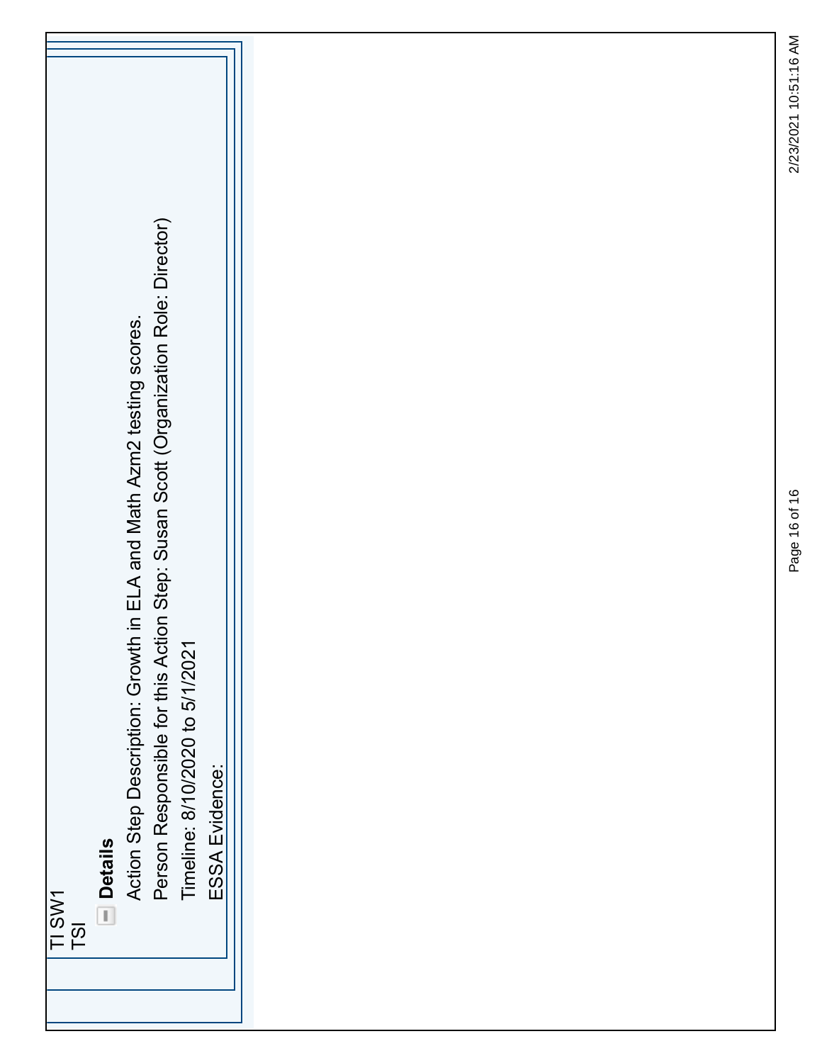TI SW1
TSI

**Details**

Action Step Description: Growth in ELA and Math Azm2 testing scores.

Person Responsible for this Action Step: Susan Scott (Organization Role: Director)

Timeline: 8/10/2020 to 5/1/2021

ESSA Evidence: